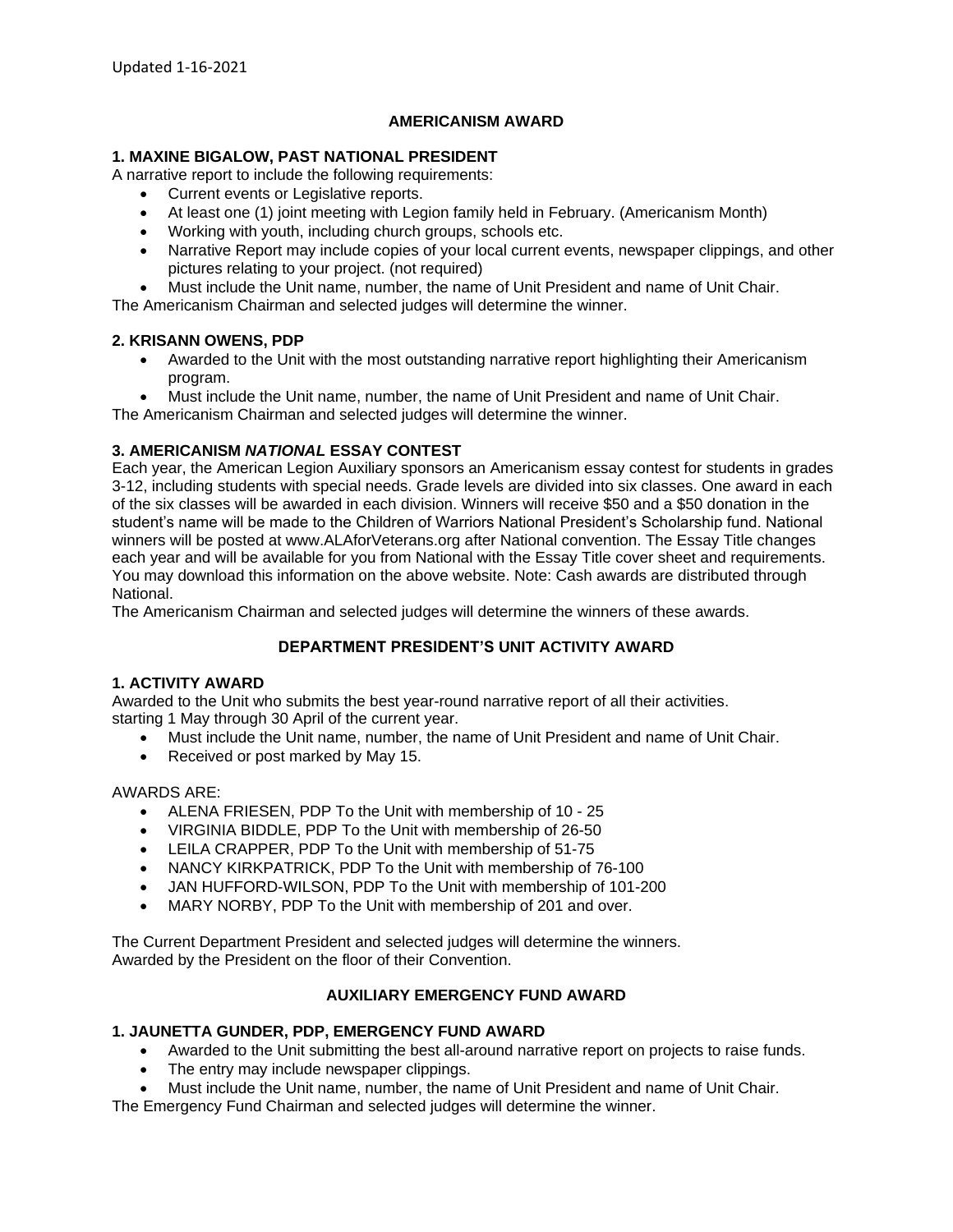Updated 1-16-2021

## AMERICANISM AWARD

### 1. MAXINE BIGALOW, PAST NATIONAL PRESIDENT

A narrative report to include the following requirements:

- Current events or Legislative reports.
- At least one (1) joint meeting with Legion family held in February. (Americanism Month)
- Working with youth, including church groups, schools etc.
- Narrative Report may include copies of your local current events, newspaper clippings, and other pictures relating to your project. (not required)
- Must include the Unit name, number, the name of Unit President and name of Unit Chair.

The Americanism Chairman and selected judges will determine the winner.

### 2. KRISANN OWENS, PDP

- Awarded to the Unit with the most outstanding narrative report highlighting their Americanism program.
- Must include the Unit name, number, the name of Unit President and name of Unit Chair.

The Americanism Chairman and selected judges will determine the winner.

### 3. AMERICANISM *NATIONAL* ESSAY CONTEST

Each year, the American Legion Auxiliary sponsors an Americanism essay contest for students in grades 3-12, including students with special needs. Grade levels are divided into six classes. One award in each of the six classes will be awarded in each division. Winners will receive $50 and a $50 donation in the student's name will be made to the Children of Warriors National President's Scholarship fund. National winners will be posted at www.ALAforVeterans.org after National convention. The Essay Title changes each year and will be available for you from National with the Essay Title cover sheet and requirements. You may download this information on the above website. Note: Cash awards are distributed through National.

The Americanism Chairman and selected judges will determine the winners of these awards.

## DEPARTMENT PRESIDENT'S UNIT ACTIVITY AWARD

### 1. ACTIVITY AWARD

Awarded to the Unit who submits the best year-round narrative report of all their activities. starting 1 May through 30 April of the current year.

- Must include the Unit name, number, the name of Unit President and name of Unit Chair.
- Received or post marked by May 15.

AWARDS ARE:

- ALENA FRIESEN, PDP To the Unit with membership of 10 - 25
- VIRGINIA BIDDLE, PDP To the Unit with membership of 26-50
- LEILA CRAPPER, PDP To the Unit with membership of 51-75
- NANCY KIRKPATRICK, PDP To the Unit with membership of 76-100
- JAN HUFFORD-WILSON, PDP To the Unit with membership of 101-200
- MARY NORBY, PDP To the Unit with membership of 201 and over.

The Current Department President and selected judges will determine the winners.
Awarded by the President on the floor of their Convention.

## AUXILIARY EMERGENCY FUND AWARD

### 1. JAUNETTA GUNDER, PDP, EMERGENCY FUND AWARD

- Awarded to the Unit submitting the best all-around narrative report on projects to raise funds.
- The entry may include newspaper clippings.
- Must include the Unit name, number, the name of Unit President and name of Unit Chair.

The Emergency Fund Chairman and selected judges will determine the winner.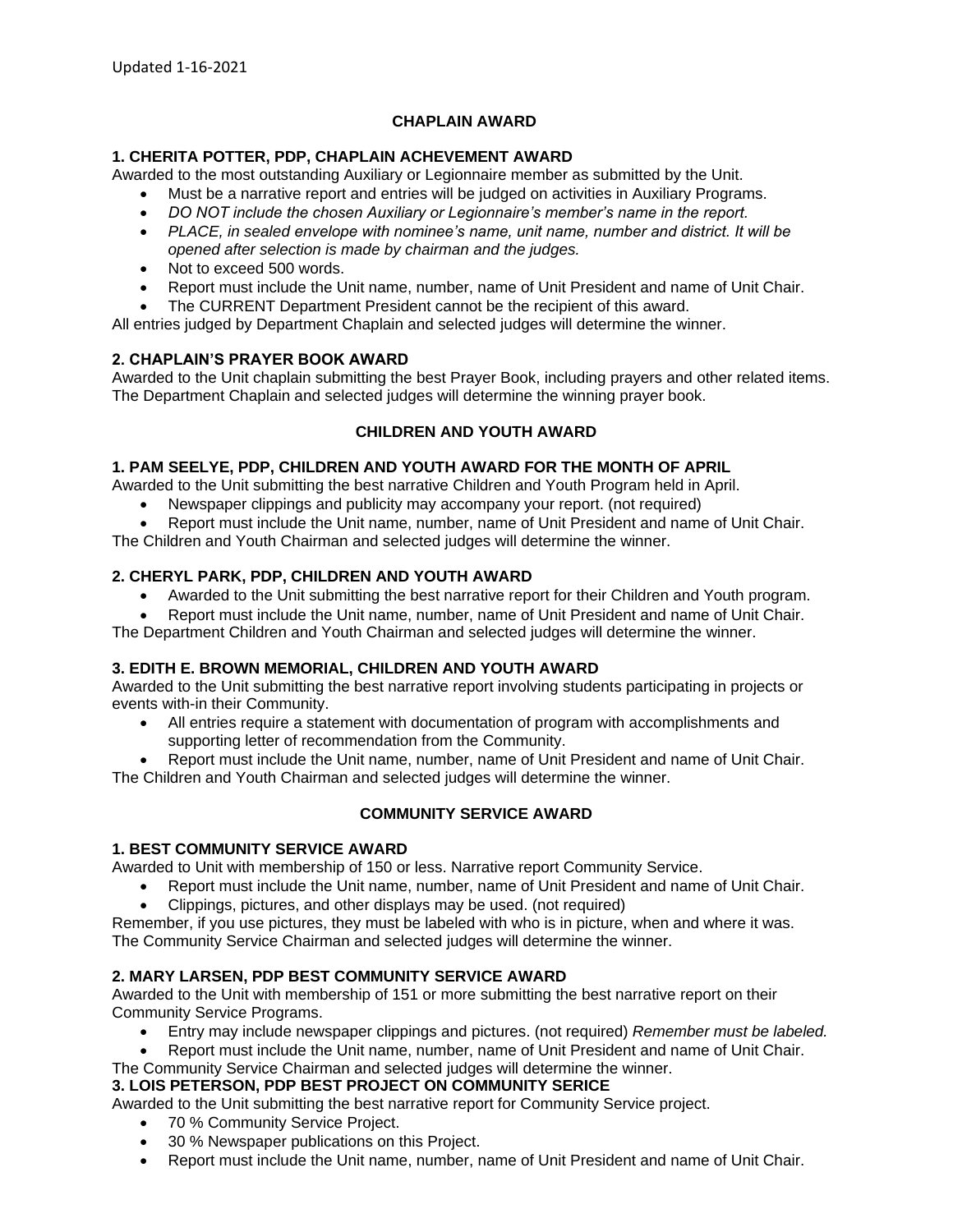Updated 1-16-2021

## CHAPLAIN AWARD

### 1. CHERITA POTTER, PDP, CHAPLAIN ACHEVEMENT AWARD

Awarded to the most outstanding Auxiliary or Legionnaire member as submitted by the Unit.

- Must be a narrative report and entries will be judged on activities in Auxiliary Programs.
- *DO NOT include the chosen Auxiliary or Legionnaire's member's name in the report.*
- *PLACE, in sealed envelope with nominee's name, unit name, number and district. It will be opened after selection is made by chairman and the judges.*
- Not to exceed 500 words.
- Report must include the Unit name, number, name of Unit President and name of Unit Chair.
- The CURRENT Department President cannot be the recipient of this award.

All entries judged by Department Chaplain and selected judges will determine the winner.

### 2. CHAPLAIN'S PRAYER BOOK AWARD

Awarded to the Unit chaplain submitting the best Prayer Book, including prayers and other related items. The Department Chaplain and selected judges will determine the winning prayer book.

## CHILDREN AND YOUTH AWARD

### 1. PAM SEELYE, PDP, CHILDREN AND YOUTH AWARD FOR THE MONTH OF APRIL

Awarded to the Unit submitting the best narrative Children and Youth Program held in April.

- Newspaper clippings and publicity may accompany your report. (not required)
- Report must include the Unit name, number, name of Unit President and name of Unit Chair.

The Children and Youth Chairman and selected judges will determine the winner.

### 2. CHERYL PARK, PDP, CHILDREN AND YOUTH AWARD

- Awarded to the Unit submitting the best narrative report for their Children and Youth program.
- Report must include the Unit name, number, name of Unit President and name of Unit Chair.

The Department Children and Youth Chairman and selected judges will determine the winner.

### 3. EDITH E. BROWN MEMORIAL, CHILDREN AND YOUTH AWARD

Awarded to the Unit submitting the best narrative report involving students participating in projects or events with-in their Community.

- All entries require a statement with documentation of program with accomplishments and supporting letter of recommendation from the Community.
- Report must include the Unit name, number, name of Unit President and name of Unit Chair.

The Children and Youth Chairman and selected judges will determine the winner.

## COMMUNITY SERVICE AWARD

### 1. BEST COMMUNITY SERVICE AWARD

Awarded to Unit with membership of 150 or less. Narrative report Community Service.

- Report must include the Unit name, number, name of Unit President and name of Unit Chair.
- Clippings, pictures, and other displays may be used. (not required)

Remember, if you use pictures, they must be labeled with who is in picture, when and where it was. The Community Service Chairman and selected judges will determine the winner.

### 2. MARY LARSEN, PDP BEST COMMUNITY SERVICE AWARD

Awarded to the Unit with membership of 151 or more submitting the best narrative report on their Community Service Programs.

- Entry may include newspaper clippings and pictures. (not required) *Remember must be labeled.*
- Report must include the Unit name, number, name of Unit President and name of Unit Chair.

The Community Service Chairman and selected judges will determine the winner.

### 3. LOIS PETERSON, PDP BEST PROJECT ON COMMUNITY SERICE

Awarded to the Unit submitting the best narrative report for Community Service project.

- 70 % Community Service Project.
- 30 % Newspaper publications on this Project.
- Report must include the Unit name, number, name of Unit President and name of Unit Chair.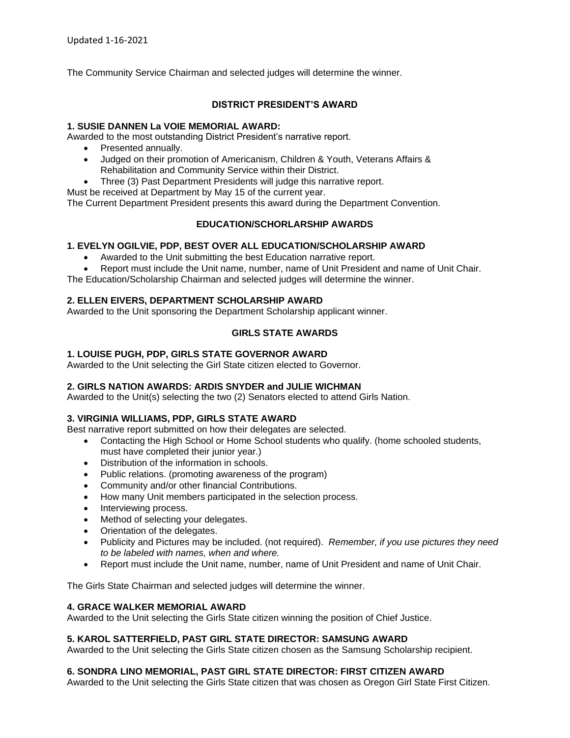The Community Service Chairman and selected judges will determine the winner.

## DISTRICT PRESIDENT'S AWARD

**1. SUSIE DANNEN La VOIE MEMORIAL AWARD:**

Awarded to the most outstanding District President's narrative report.

- Presented annually.
- Judged on their promotion of Americanism, Children & Youth, Veterans Affairs & Rehabilitation and Community Service within their District.
- Three (3) Past Department Presidents will judge this narrative report.

Must be received at Department by May 15 of the current year.
The Current Department President presents this award during the Department Convention.

## EDUCATION/SCHORLARSHIP AWARDS

**1. EVELYN OGILVIE, PDP, BEST OVER ALL EDUCATION/SCHOLARSHIP AWARD**

- Awarded to the Unit submitting the best Education narrative report.
- Report must include the Unit name, number, name of Unit President and name of Unit Chair.

The Education/Scholarship Chairman and selected judges will determine the winner.

**2. ELLEN EIVERS, DEPARTMENT SCHOLARSHIP AWARD**

Awarded to the Unit sponsoring the Department Scholarship applicant winner.

## GIRLS STATE AWARDS

**1. LOUISE PUGH, PDP, GIRLS STATE GOVERNOR AWARD**

Awarded to the Unit selecting the Girl State citizen elected to Governor.

**2. GIRLS NATION AWARDS: ARDIS SNYDER and JULIE WICHMAN**

Awarded to the Unit(s) selecting the two (2) Senators elected to attend Girls Nation.

**3. VIRGINIA WILLIAMS, PDP, GIRLS STATE AWARD**

Best narrative report submitted on how their delegates are selected.

- Contacting the High School or Home School students who qualify. (home schooled students, must have completed their junior year.)
- Distribution of the information in schools.
- Public relations. (promoting awareness of the program)
- Community and/or other financial Contributions.
- How many Unit members participated in the selection process.
- Interviewing process.
- Method of selecting your delegates.
- Orientation of the delegates.
- Publicity and Pictures may be included. (not required). *Remember, if you use pictures they need to be labeled with names, when and where.*
- Report must include the Unit name, number, name of Unit President and name of Unit Chair.

The Girls State Chairman and selected judges will determine the winner.

**4. GRACE WALKER MEMORIAL AWARD**

Awarded to the Unit selecting the Girls State citizen winning the position of Chief Justice.

**5. KAROL SATTERFIELD, PAST GIRL STATE DIRECTOR: SAMSUNG AWARD**

Awarded to the Unit selecting the Girls State citizen chosen as the Samsung Scholarship recipient.

**6. SONDRA LINO MEMORIAL, PAST GIRL STATE DIRECTOR: FIRST CITIZEN AWARD**

Awarded to the Unit selecting the Girls State citizen that was chosen as Oregon Girl State First Citizen.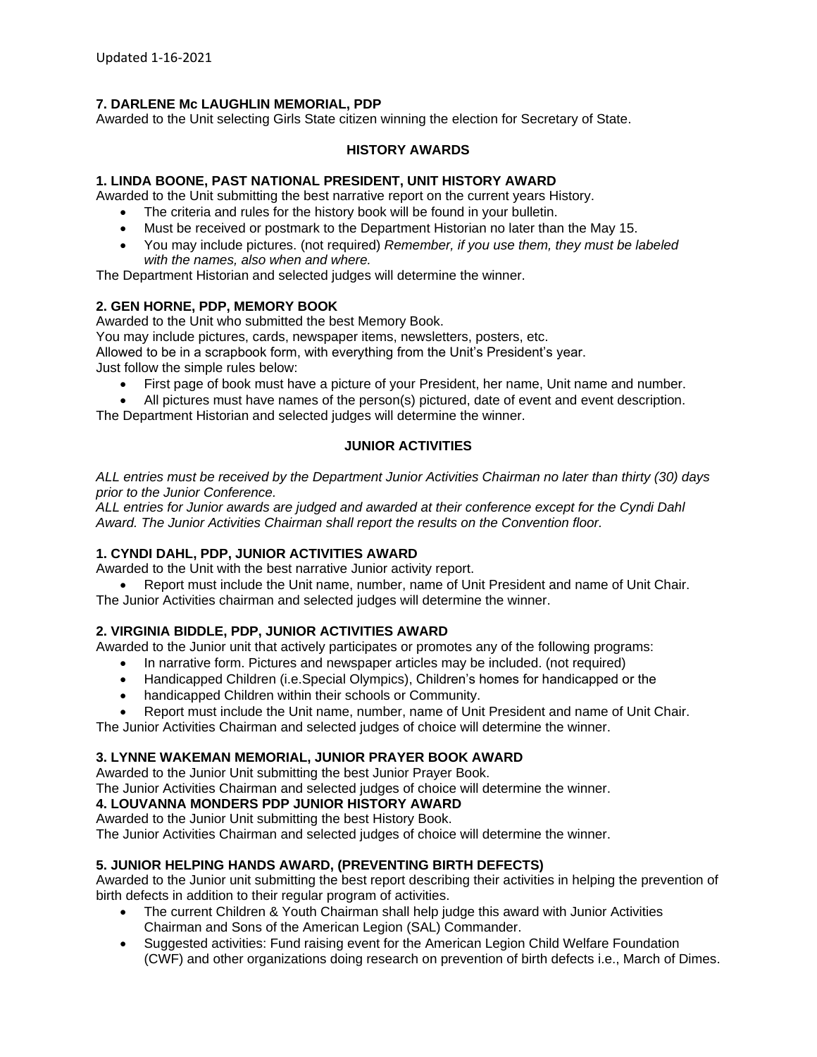**7. DARLENE Mc LAUGHLIN MEMORIAL, PDP**

Awarded to the Unit selecting Girls State citizen winning the election for Secretary of State.

## HISTORY AWARDS

**1. LINDA BOONE, PAST NATIONAL PRESIDENT, UNIT HISTORY AWARD**

Awarded to the Unit submitting the best narrative report on the current years History.

- The criteria and rules for the history book will be found in your bulletin.
- Must be received or postmark to the Department Historian no later than the May 15.
- You may include pictures. (not required) *Remember, if you use them, they must be labeled with the names, also when and where.*

The Department Historian and selected judges will determine the winner.

**2. GEN HORNE, PDP, MEMORY BOOK**

Awarded to the Unit who submitted the best Memory Book.
You may include pictures, cards, newspaper items, newsletters, posters, etc.
Allowed to be in a scrapbook form, with everything from the Unit's President's year.
Just follow the simple rules below:

- First page of book must have a picture of your President, her name, Unit name and number.
- All pictures must have names of the person(s) pictured, date of event and event description.

The Department Historian and selected judges will determine the winner.

## JUNIOR ACTIVITIES

*ALL entries must be received by the Department Junior Activities Chairman no later than thirty (30) days prior to the Junior Conference.*
*ALL entries for Junior awards are judged and awarded at their conference except for the Cyndi Dahl Award. The Junior Activities Chairman shall report the results on the Convention floor.*

**1. CYNDI DAHL, PDP, JUNIOR ACTIVITIES AWARD**

Awarded to the Unit with the best narrative Junior activity report.

- Report must include the Unit name, number, name of Unit President and name of Unit Chair.

The Junior Activities chairman and selected judges will determine the winner.

**2. VIRGINIA BIDDLE, PDP, JUNIOR ACTIVITIES AWARD**

Awarded to the Junior unit that actively participates or promotes any of the following programs:

- In narrative form. Pictures and newspaper articles may be included. (not required)
- Handicapped Children (i.e.Special Olympics), Children's homes for handicapped or the
- handicapped Children within their schools or Community.
- Report must include the Unit name, number, name of Unit President and name of Unit Chair.

The Junior Activities Chairman and selected judges of choice will determine the winner.

**3. LYNNE WAKEMAN MEMORIAL, JUNIOR PRAYER BOOK AWARD**

Awarded to the Junior Unit submitting the best Junior Prayer Book.
The Junior Activities Chairman and selected judges of choice will determine the winner.

**4. LOUVANNA MONDERS PDP JUNIOR HISTORY AWARD**

Awarded to the Junior Unit submitting the best History Book.
The Junior Activities Chairman and selected judges of choice will determine the winner.

**5. JUNIOR HELPING HANDS AWARD, (PREVENTING BIRTH DEFECTS)**

Awarded to the Junior unit submitting the best report describing their activities in helping the prevention of birth defects in addition to their regular program of activities.

- The current Children & Youth Chairman shall help judge this award with Junior Activities Chairman and Sons of the American Legion (SAL) Commander.
- Suggested activities: Fund raising event for the American Legion Child Welfare Foundation (CWF) and other organizations doing research on prevention of birth defects i.e., March of Dimes.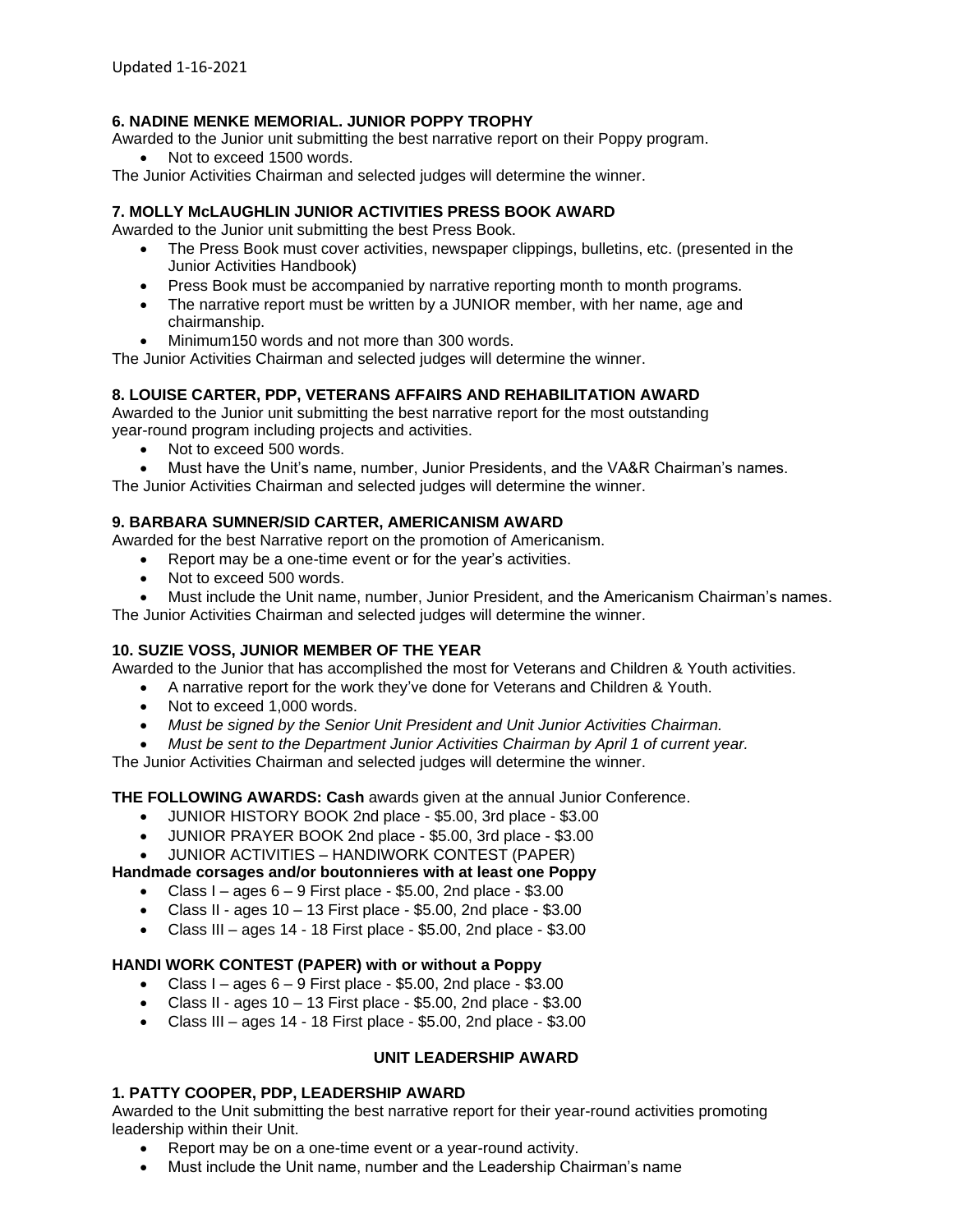Updated 1-16-2021

### 6. NADINE MENKE MEMORIAL. JUNIOR POPPY TROPHY

Awarded to the Junior unit submitting the best narrative report on their Poppy program.

- Not to exceed 1500 words.

The Junior Activities Chairman and selected judges will determine the winner.

### 7. MOLLY McLAUGHLIN JUNIOR ACTIVITIES PRESS BOOK AWARD

Awarded to the Junior unit submitting the best Press Book.

- The Press Book must cover activities, newspaper clippings, bulletins, etc. (presented in the Junior Activities Handbook)
- Press Book must be accompanied by narrative reporting month to month programs.
- The narrative report must be written by a JUNIOR member, with her name, age and chairmanship.
- Minimum150 words and not more than 300 words.

The Junior Activities Chairman and selected judges will determine the winner.

### 8. LOUISE CARTER, PDP, VETERANS AFFAIRS AND REHABILITATION AWARD

Awarded to the Junior unit submitting the best narrative report for the most outstanding year-round program including projects and activities.

- Not to exceed 500 words.
- Must have the Unit's name, number, Junior Presidents, and the VA&R Chairman's names.

The Junior Activities Chairman and selected judges will determine the winner.

### 9. BARBARA SUMNER/SID CARTER, AMERICANISM AWARD

Awarded for the best Narrative report on the promotion of Americanism.

- Report may be a one-time event or for the year's activities.
- Not to exceed 500 words.
- Must include the Unit name, number, Junior President, and the Americanism Chairman's names.

The Junior Activities Chairman and selected judges will determine the winner.

### 10. SUZIE VOSS, JUNIOR MEMBER OF THE YEAR

Awarded to the Junior that has accomplished the most for Veterans and Children & Youth activities.

- A narrative report for the work they've done for Veterans and Children & Youth.
- Not to exceed 1,000 words.
- *Must be signed by the Senior Unit President and Unit Junior Activities Chairman.*
- *Must be sent to the Department Junior Activities Chairman by April 1 of current year.*

The Junior Activities Chairman and selected judges will determine the winner.

**THE FOLLOWING AWARDS: Cash** awards given at the annual Junior Conference.

- JUNIOR HISTORY BOOK 2nd place - $5.00, 3rd place - $3.00
- JUNIOR PRAYER BOOK 2nd place - $5.00, 3rd place - $3.00
- JUNIOR ACTIVITIES – HANDIWORK CONTEST (PAPER)

**Handmade corsages and/or boutonnieres with at least one Poppy**

- Class I – ages 6 – 9 First place - $5.00, 2nd place - $3.00
- Class II - ages 10 – 13 First place - $5.00, 2nd place - $3.00
- Class III – ages 14 - 18 First place - $5.00, 2nd place - $3.00

**HANDI WORK CONTEST (PAPER) with or without a Poppy**

- Class I – ages 6 – 9 First place - $5.00, 2nd place - $3.00
- Class II - ages 10 – 13 First place - $5.00, 2nd place - $3.00
- Class III – ages 14 - 18 First place - $5.00, 2nd place - $3.00

## UNIT LEADERSHIP AWARD

### 1. PATTY COOPER, PDP, LEADERSHIP AWARD

Awarded to the Unit submitting the best narrative report for their year-round activities promoting leadership within their Unit.

- Report may be on a one-time event or a year-round activity.
- Must include the Unit name, number and the Leadership Chairman's name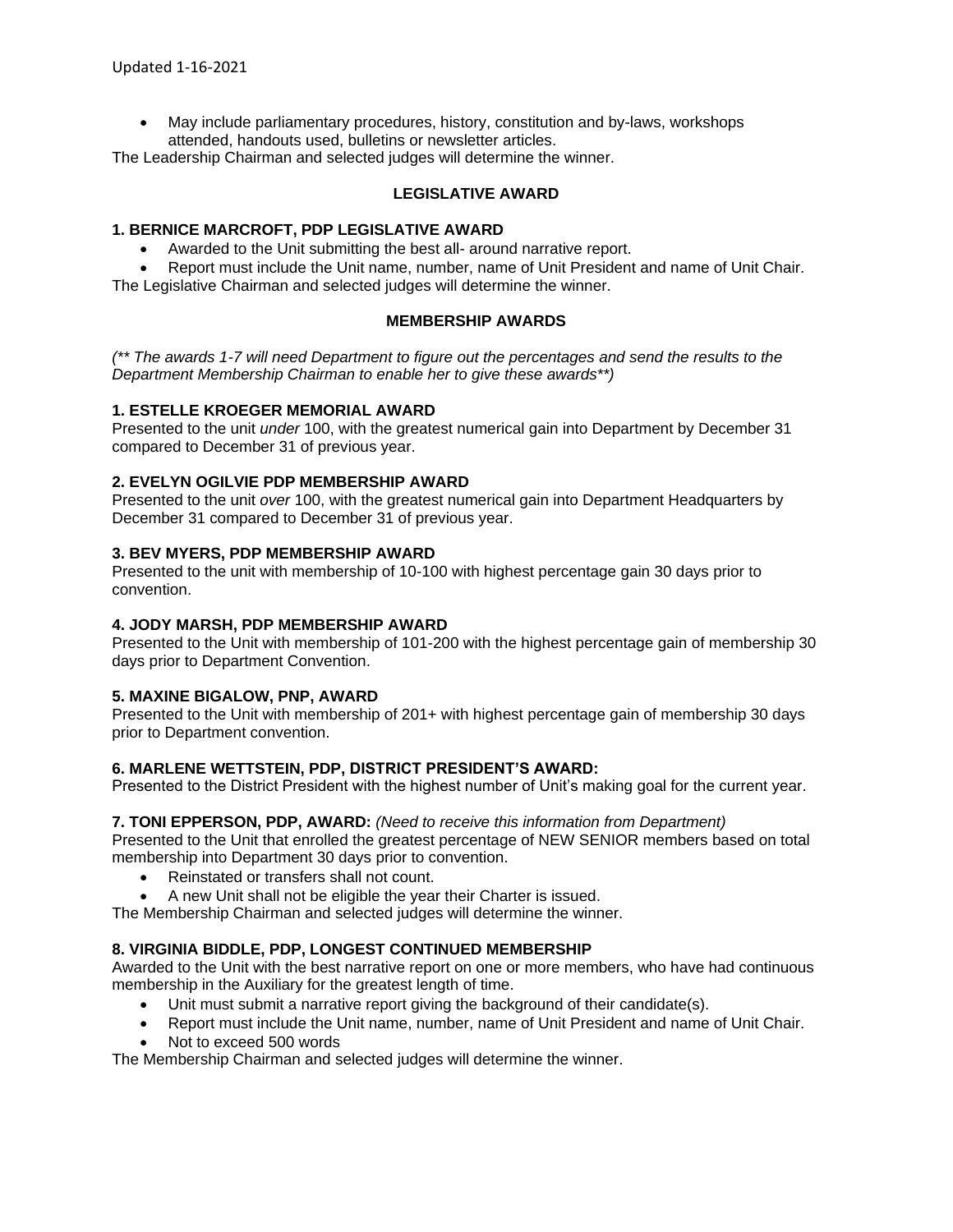- May include parliamentary procedures, history, constitution and by-laws, workshops attended, handouts used, bulletins or newsletter articles.

The Leadership Chairman and selected judges will determine the winner.

## LEGISLATIVE AWARD

### 1. BERNICE MARCROFT, PDP LEGISLATIVE AWARD

- Awarded to the Unit submitting the best all- around narrative report.
- Report must include the Unit name, number, name of Unit President and name of Unit Chair.

The Legislative Chairman and selected judges will determine the winner.

## MEMBERSHIP AWARDS

*(\** The awards 1-7 will need Department to figure out the percentages and send the results to the Department Membership Chairman to enable her to give these awards**)*

### 1. ESTELLE KROEGER MEMORIAL AWARD

Presented to the unit *under* 100, with the greatest numerical gain into Department by December 31 compared to December 31 of previous year.

### 2. EVELYN OGILVIE PDP MEMBERSHIP AWARD

Presented to the unit *over* 100, with the greatest numerical gain into Department Headquarters by December 31 compared to December 31 of previous year.

### 3. BEV MYERS, PDP MEMBERSHIP AWARD

Presented to the unit with membership of 10-100 with highest percentage gain 30 days prior to convention.

### 4. JODY MARSH, PDP MEMBERSHIP AWARD

Presented to the Unit with membership of 101-200 with the highest percentage gain of membership 30 days prior to Department Convention.

### 5. MAXINE BIGALOW, PNP, AWARD

Presented to the Unit with membership of 201+ with highest percentage gain of membership 30 days prior to Department convention.

### 6. MARLENE WETTSTEIN, PDP, DISTRICT PRESIDENT'S AWARD:

Presented to the District President with the highest number of Unit's making goal for the current year.

### 7. TONI EPPERSON, PDP, AWARD: *(Need to receive this information from Department)*

Presented to the Unit that enrolled the greatest percentage of NEW SENIOR members based on total membership into Department 30 days prior to convention.

- Reinstated or transfers shall not count.
- A new Unit shall not be eligible the year their Charter is issued.

The Membership Chairman and selected judges will determine the winner.

### 8. VIRGINIA BIDDLE, PDP, LONGEST CONTINUED MEMBERSHIP

Awarded to the Unit with the best narrative report on one or more members, who have had continuous membership in the Auxiliary for the greatest length of time.

- Unit must submit a narrative report giving the background of their candidate(s).
- Report must include the Unit name, number, name of Unit President and name of Unit Chair.
- Not to exceed 500 words

The Membership Chairman and selected judges will determine the winner.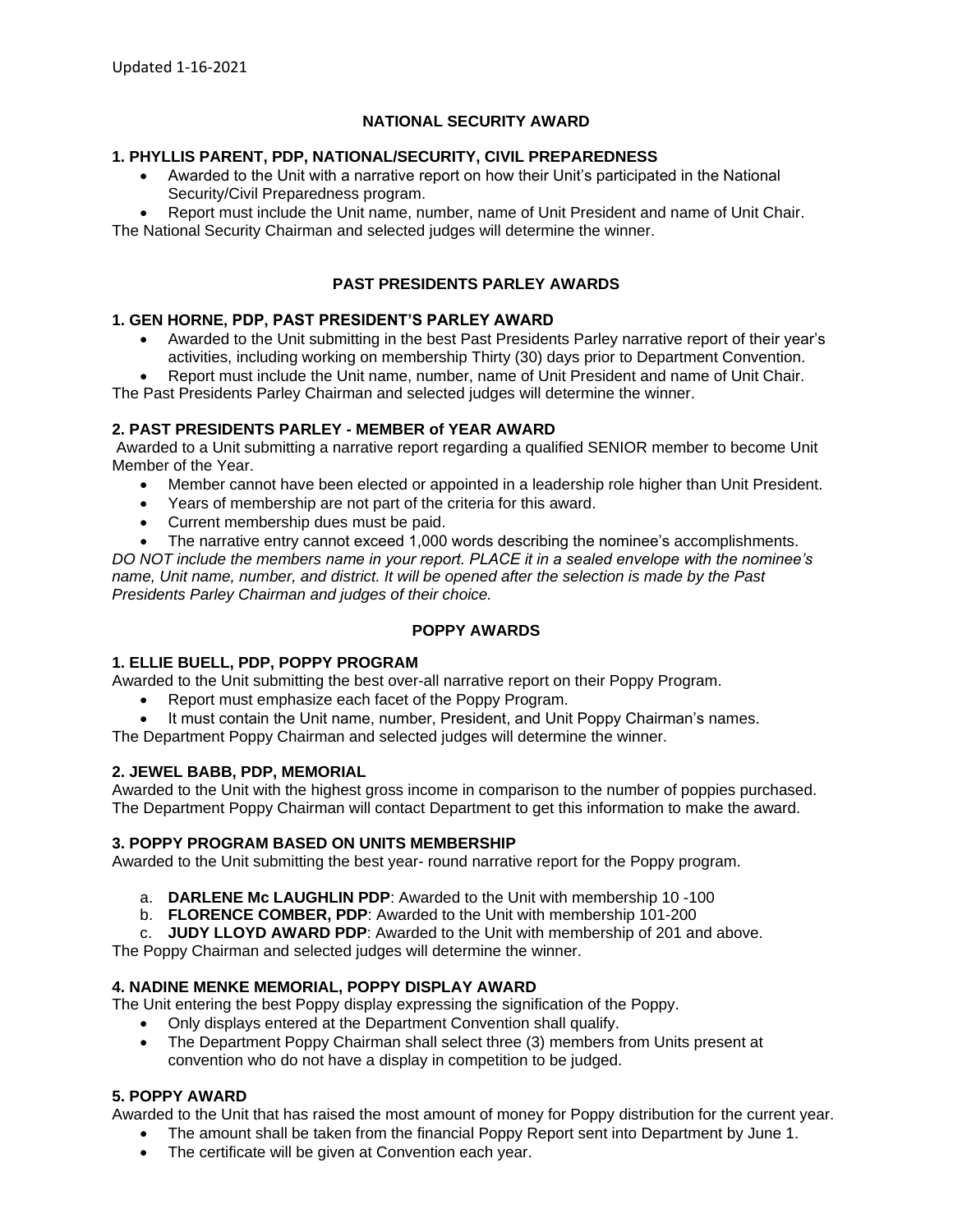Updated 1-16-2021

## NATIONAL SECURITY AWARD

### 1. PHYLLIS PARENT, PDP, NATIONAL/SECURITY, CIVIL PREPAREDNESS

- Awarded to the Unit with a narrative report on how their Unit's participated in the National Security/Civil Preparedness program.
- Report must include the Unit name, number, name of Unit President and name of Unit Chair.

The National Security Chairman and selected judges will determine the winner.

## PAST PRESIDENTS PARLEY AWARDS

### 1. GEN HORNE, PDP, PAST PRESIDENT'S PARLEY AWARD

- Awarded to the Unit submitting in the best Past Presidents Parley narrative report of their year's activities, including working on membership Thirty (30) days prior to Department Convention.
- Report must include the Unit name, number, name of Unit President and name of Unit Chair.

The Past Presidents Parley Chairman and selected judges will determine the winner.

### 2. PAST PRESIDENTS PARLEY - MEMBER of YEAR AWARD

Awarded to a Unit submitting a narrative report regarding a qualified SENIOR member to become Unit Member of the Year.

- Member cannot have been elected or appointed in a leadership role higher than Unit President.
- Years of membership are not part of the criteria for this award.
- Current membership dues must be paid.
- The narrative entry cannot exceed 1,000 words describing the nominee's accomplishments.

*DO NOT include the members name in your report. PLACE it in a sealed envelope with the nominee's name, Unit name, number, and district. It will be opened after the selection is made by the Past Presidents Parley Chairman and judges of their choice.*

## POPPY AWARDS

### 1. ELLIE BUELL, PDP, POPPY PROGRAM

Awarded to the Unit submitting the best over-all narrative report on their Poppy Program.

- Report must emphasize each facet of the Poppy Program.
- It must contain the Unit name, number, President, and Unit Poppy Chairman's names.

The Department Poppy Chairman and selected judges will determine the winner.

### 2. JEWEL BABB, PDP, MEMORIAL

Awarded to the Unit with the highest gross income in comparison to the number of poppies purchased. The Department Poppy Chairman will contact Department to get this information to make the award.

### 3. POPPY PROGRAM BASED ON UNITS MEMBERSHIP

Awarded to the Unit submitting the best year- round narrative report for the Poppy program.

a. **DARLENE Mc LAUGHLIN PDP**: Awarded to the Unit with membership 10 -100
b. **FLORENCE COMBER, PDP**: Awarded to the Unit with membership 101-200
c. **JUDY LLOYD AWARD PDP**: Awarded to the Unit with membership of 201 and above.

The Poppy Chairman and selected judges will determine the winner.

### 4. NADINE MENKE MEMORIAL, POPPY DISPLAY AWARD

The Unit entering the best Poppy display expressing the signification of the Poppy.

- Only displays entered at the Department Convention shall qualify.
- The Department Poppy Chairman shall select three (3) members from Units present at convention who do not have a display in competition to be judged.

### 5. POPPY AWARD

Awarded to the Unit that has raised the most amount of money for Poppy distribution for the current year.

- The amount shall be taken from the financial Poppy Report sent into Department by June 1.
- The certificate will be given at Convention each year.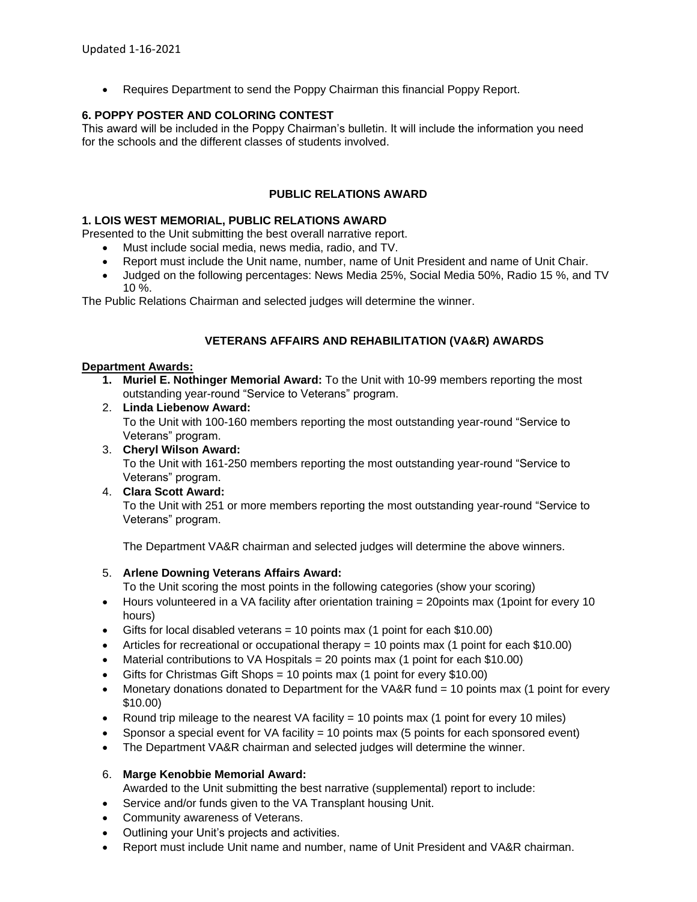- Requires Department to send the Poppy Chairman this financial Poppy Report.

**6. POPPY POSTER AND COLORING CONTEST**
This award will be included in the Poppy Chairman's bulletin. It will include the information you need for the schools and the different classes of students involved.

## PUBLIC RELATIONS AWARD

**1. LOIS WEST MEMORIAL, PUBLIC RELATIONS AWARD**
Presented to the Unit submitting the best overall narrative report.

- Must include social media, news media, radio, and TV.
- Report must include the Unit name, number, name of Unit President and name of Unit Chair.
- Judged on the following percentages: News Media 25%, Social Media 50%, Radio 15 %, and TV 10 %.

The Public Relations Chairman and selected judges will determine the winner.

## VETERANS AFFAIRS AND REHABILITATION (VA&R) AWARDS

**Department Awards:**

1. **Muriel E. Nothinger Memorial Award:** To the Unit with 10-99 members reporting the most outstanding year-round "Service to Veterans" program.
2. **Linda Liebenow Award:**
   To the Unit with 100-160 members reporting the most outstanding year-round "Service to Veterans" program.
3. **Cheryl Wilson Award:**
   To the Unit with 161-250 members reporting the most outstanding year-round "Service to Veterans" program.
4. **Clara Scott Award:**
   To the Unit with 251 or more members reporting the most outstanding year-round "Service to Veterans" program.

   The Department VA&R chairman and selected judges will determine the above winners.

5. **Arlene Downing Veterans Affairs Award:**
   To the Unit scoring the most points in the following categories (show your scoring)

- Hours volunteered in a VA facility after orientation training = 20points max (1point for every 10 hours)
- Gifts for local disabled veterans = 10 points max (1 point for each $10.00)
- Articles for recreational or occupational therapy = 10 points max (1 point for each $10.00)
- Material contributions to VA Hospitals = 20 points max (1 point for each $10.00)
- Gifts for Christmas Gift Shops = 10 points max (1 point for every $10.00)
- Monetary donations donated to Department for the VA&R fund = 10 points max (1 point for every $10.00)
- Round trip mileage to the nearest VA facility = 10 points max (1 point for every 10 miles)
- Sponsor a special event for VA facility = 10 points max (5 points for each sponsored event)
- The Department VA&R chairman and selected judges will determine the winner.

6. **Marge Kenobbie Memorial Award:**
   Awarded to the Unit submitting the best narrative (supplemental) report to include:

- Service and/or funds given to the VA Transplant housing Unit.
- Community awareness of Veterans.
- Outlining your Unit's projects and activities.
- Report must include Unit name and number, name of Unit President and VA&R chairman.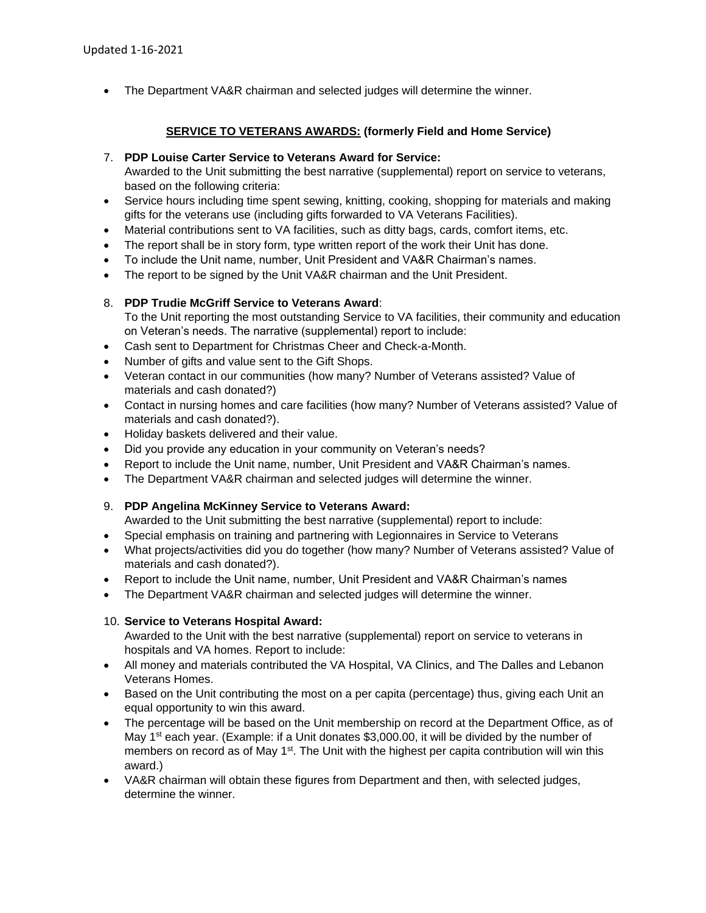- The Department VA&R chairman and selected judges will determine the winner.

## SERVICE TO VETERANS AWARDS: (formerly Field and Home Service)

7. **PDP Louise Carter Service to Veterans Award for Service:**
   Awarded to the Unit submitting the best narrative (supplemental) report on service to veterans, based on the following criteria:

- Service hours including time spent sewing, knitting, cooking, shopping for materials and making gifts for the veterans use (including gifts forwarded to VA Veterans Facilities).
- Material contributions sent to VA facilities, such as ditty bags, cards, comfort items, etc.
- The report shall be in story form, type written report of the work their Unit has done.
- To include the Unit name, number, Unit President and VA&R Chairman's names.
- The report to be signed by the Unit VA&R chairman and the Unit President.

8. **PDP Trudie McGriff Service to Veterans Award**:
   To the Unit reporting the most outstanding Service to VA facilities, their community and education on Veteran's needs. The narrative (supplemental) report to include:

- Cash sent to Department for Christmas Cheer and Check-a-Month.
- Number of gifts and value sent to the Gift Shops.
- Veteran contact in our communities (how many? Number of Veterans assisted? Value of materials and cash donated?)
- Contact in nursing homes and care facilities (how many? Number of Veterans assisted? Value of materials and cash donated?).
- Holiday baskets delivered and their value.
- Did you provide any education in your community on Veteran's needs?
- Report to include the Unit name, number, Unit President and VA&R Chairman's names.
- The Department VA&R chairman and selected judges will determine the winner.

9. **PDP Angelina McKinney Service to Veterans Award:**
   Awarded to the Unit submitting the best narrative (supplemental) report to include:

- Special emphasis on training and partnering with Legionnaires in Service to Veterans
- What projects/activities did you do together (how many? Number of Veterans assisted? Value of materials and cash donated?).
- Report to include the Unit name, number, Unit President and VA&R Chairman's names
- The Department VA&R chairman and selected judges will determine the winner.

10. **Service to Veterans Hospital Award:**
    Awarded to the Unit with the best narrative (supplemental) report on service to veterans in hospitals and VA homes. Report to include:

- All money and materials contributed the VA Hospital, VA Clinics, and The Dalles and Lebanon Veterans Homes.
- Based on the Unit contributing the most on a per capita (percentage) thus, giving each Unit an equal opportunity to win this award.
- The percentage will be based on the Unit membership on record at the Department Office, as of May 1st each year. (Example: if a Unit donates $3,000.00, it will be divided by the number of members on record as of May 1st. The Unit with the highest per capita contribution will win this award.)
- VA&R chairman will obtain these figures from Department and then, with selected judges, determine the winner.